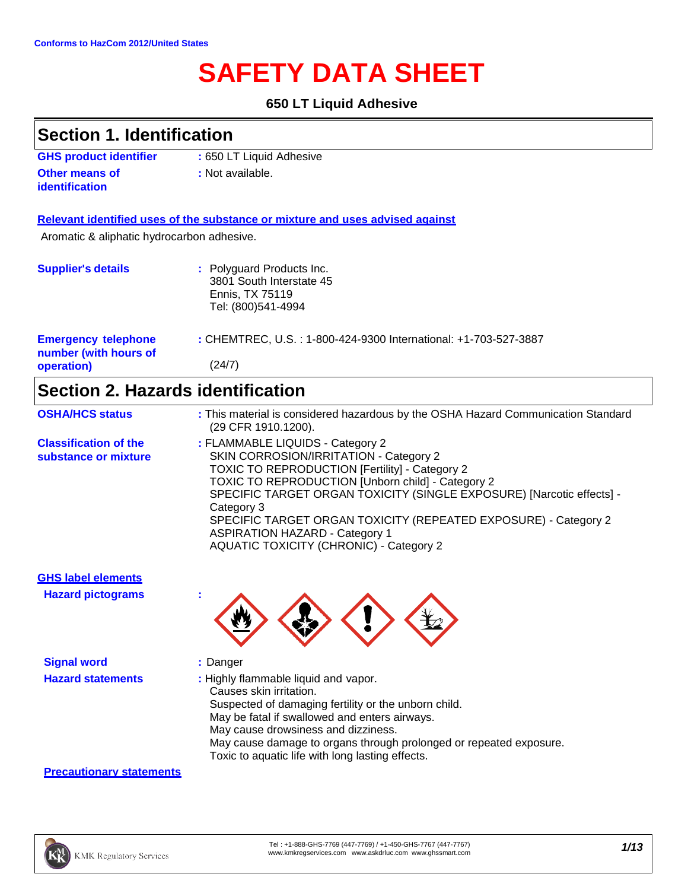Conforms to HazCom 2012/United States

# SAFETY DATA SHEET

**650 LT Liquid Adhesive**

## Section 1. Identification

**GHS product identifier** : 650 LT Liquid Adhesive

**Other means of identification** : Not available.

**Relevant identified uses of the substance or mixture and uses advised against**

Aromatic & aliphatic hydrocarbon adhesive.

**Supplier's details** : Polyguard Products Inc.
3801 South Interstate 45
Ennis, TX 75119
Tel: (800)541-4994

**Emergency telephone number (with hours of operation)** : CHEMTREC, U.S. : 1-800-424-9300 International: +1-703-527-3887 (24/7)

## Section 2. Hazards identification

**OSHA/HCS status** : This material is considered hazardous by the OSHA Hazard Communication Standard (29 CFR 1910.1200).

**Classification of the substance or mixture** : FLAMMABLE LIQUIDS - Category 2
SKIN CORROSION/IRRITATION - Category 2
TOXIC TO REPRODUCTION [Fertility] - Category 2
TOXIC TO REPRODUCTION [Unborn child] - Category 2
SPECIFIC TARGET ORGAN TOXICITY (SINGLE EXPOSURE) [Narcotic effects] - Category 3
SPECIFIC TARGET ORGAN TOXICITY (REPEATED EXPOSURE) - Category 2
ASPIRATION HAZARD - Category 1
AQUATIC TOXICITY (CHRONIC) - Category 2

**GHS label elements**

**Hazard pictograms** :

**Signal word** : Danger

**Hazard statements** : Highly flammable liquid and vapor.
Causes skin irritation.
Suspected of damaging fertility or the unborn child.
May be fatal if swallowed and enters airways.
May cause drowsiness and dizziness.
May cause damage to organs through prolonged or repeated exposure.
Toxic to aquatic life with long lasting effects.

**Precautionary statements**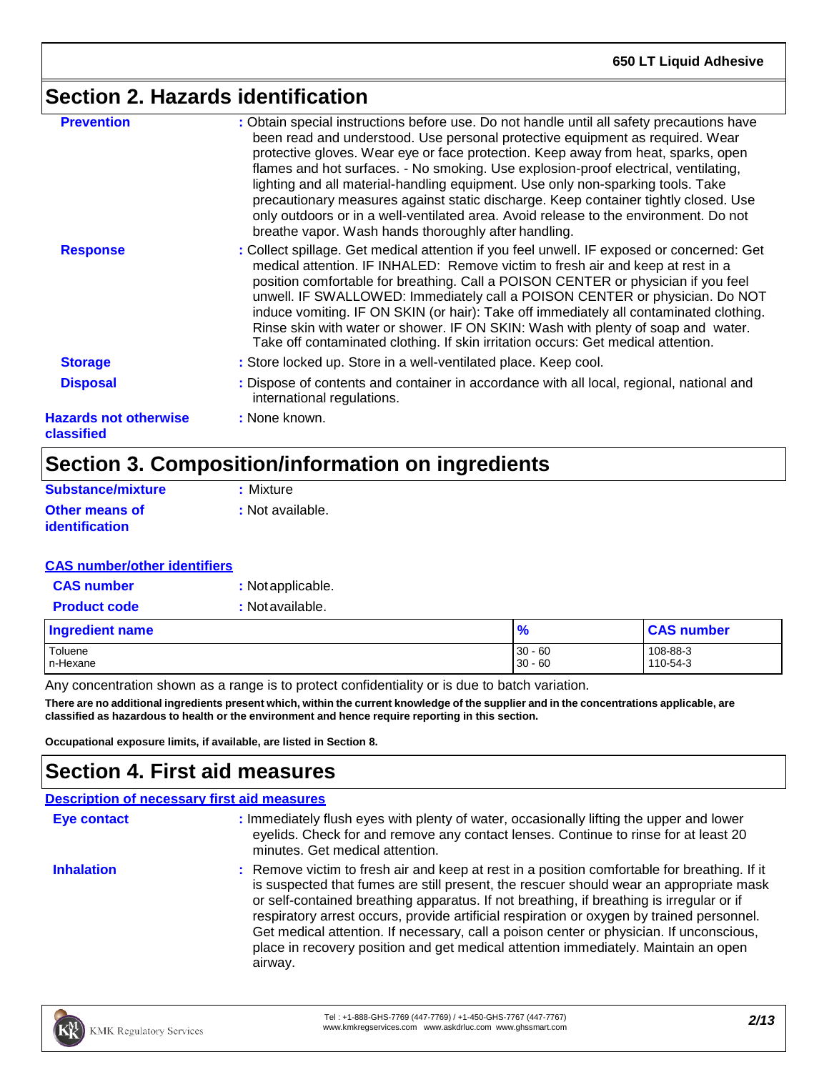## Section 2. Hazards identification

**Prevention** : Obtain special instructions before use. Do not handle until all safety precautions have been read and understood. Use personal protective equipment as required. Wear protective gloves. Wear eye or face protection. Keep away from heat, sparks, open flames and hot surfaces. - No smoking. Use explosion-proof electrical, ventilating, lighting and all material-handling equipment. Use only non-sparking tools. Take precautionary measures against static discharge. Keep container tightly closed. Use only outdoors or in a well-ventilated area. Avoid release to the environment. Do not breathe vapor. Wash hands thoroughly after handling.

**Response** : Collect spillage. Get medical attention if you feel unwell. IF exposed or concerned: Get medical attention. IF INHALED: Remove victim to fresh air and keep at rest in a position comfortable for breathing. Call a POISON CENTER or physician if you feel unwell. IF SWALLOWED: Immediately call a POISON CENTER or physician. Do NOT induce vomiting. IF ON SKIN (or hair): Take off immediately all contaminated clothing. Rinse skin with water or shower. IF ON SKIN: Wash with plenty of soap and water. Take off contaminated clothing. If skin irritation occurs: Get medical attention.

**Storage** : Store locked up. Store in a well-ventilated place. Keep cool.

**Disposal** : Dispose of contents and container in accordance with all local, regional, national and international regulations.

**Hazards not otherwise classified** : None known.

## Section 3. Composition/information on ingredients

**Substance/mixture** : Mixture

**Other means of identification** : Not available.

**CAS number/other identifiers**

**CAS number** : Not applicable.

**Product code** : Not available.

| Ingredient name | % | CAS number |
|---|---|---|
| Toluene | 30 - 60 | 108-88-3 |
| n-Hexane | 30 - 60 | 110-54-3 |

Any concentration shown as a range is to protect confidentiality or is due to batch variation.

**There are no additional ingredients present which, within the current knowledge of the supplier and in the concentrations applicable, are classified as hazardous to health or the environment and hence require reporting in this section.**

**Occupational exposure limits, if available, are listed in Section 8.**

## Section 4. First aid measures

**Description of necessary first aid measures**

**Eye contact** : Immediately flush eyes with plenty of water, occasionally lifting the upper and lower eyelids. Check for and remove any contact lenses. Continue to rinse for at least 20 minutes. Get medical attention.

**Inhalation** : Remove victim to fresh air and keep at rest in a position comfortable for breathing. If it is suspected that fumes are still present, the rescuer should wear an appropriate mask or self-contained breathing apparatus. If not breathing, if breathing is irregular or if respiratory arrest occurs, provide artificial respiration or oxygen by trained personnel. Get medical attention. If necessary, call a poison center or physician. If unconscious, place in recovery position and get medical attention immediately. Maintain an open airway.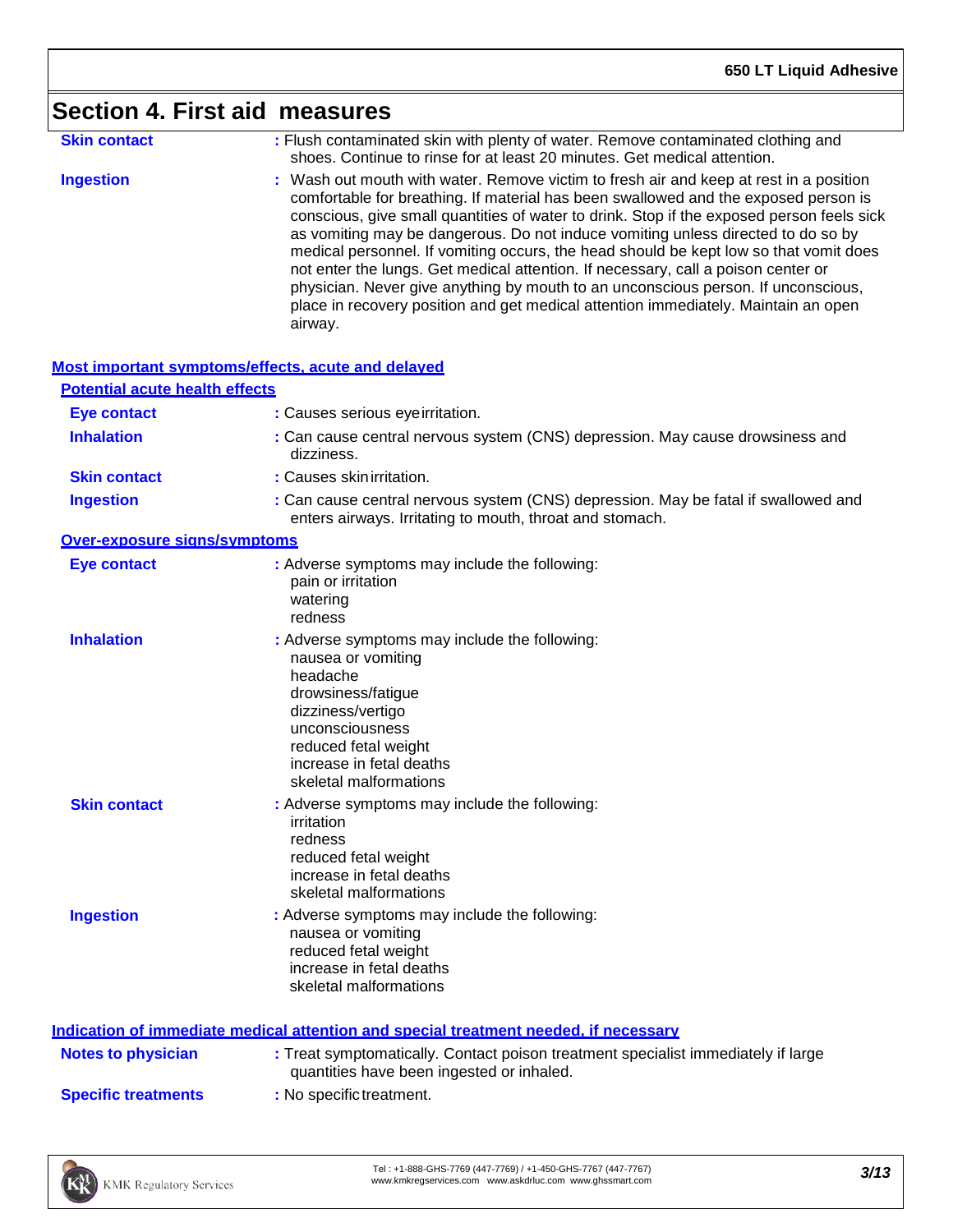## Section 4. First aid measures

**Skin contact** : Flush contaminated skin with plenty of water. Remove contaminated clothing and shoes. Continue to rinse for at least 20 minutes. Get medical attention.

**Ingestion** : Wash out mouth with water. Remove victim to fresh air and keep at rest in a position comfortable for breathing. If material has been swallowed and the exposed person is conscious, give small quantities of water to drink. Stop if the exposed person feels sick as vomiting may be dangerous. Do not induce vomiting unless directed to do so by medical personnel. If vomiting occurs, the head should be kept low so that vomit does not enter the lungs. Get medical attention. If necessary, call a poison center or physician. Never give anything by mouth to an unconscious person. If unconscious, place in recovery position and get medical attention immediately. Maintain an open airway.

### Most important symptoms/effects, acute and delayed

#### Potential acute health effects

**Eye contact** : Causes serious eye irritation.

**Inhalation** : Can cause central nervous system (CNS) depression. May cause drowsiness and dizziness.

**Skin contact** : Causes skin irritation.

**Ingestion** : Can cause central nervous system (CNS) depression. May be fatal if swallowed and enters airways. Irritating to mouth, throat and stomach.

#### Over-exposure signs/symptoms

**Eye contact** : Adverse symptoms may include the following:
pain or irritation
watering
redness

**Inhalation** : Adverse symptoms may include the following:
nausea or vomiting
headache
drowsiness/fatigue
dizziness/vertigo
unconsciousness
reduced fetal weight
increase in fetal deaths
skeletal malformations

**Skin contact** : Adverse symptoms may include the following:
irritation
redness
reduced fetal weight
increase in fetal deaths
skeletal malformations

**Ingestion** : Adverse symptoms may include the following:
nausea or vomiting
reduced fetal weight
increase in fetal deaths
skeletal malformations

### Indication of immediate medical attention and special treatment needed, if necessary

**Notes to physician** : Treat symptomatically. Contact poison treatment specialist immediately if large quantities have been ingested or inhaled.

**Specific treatments** : No specific treatment.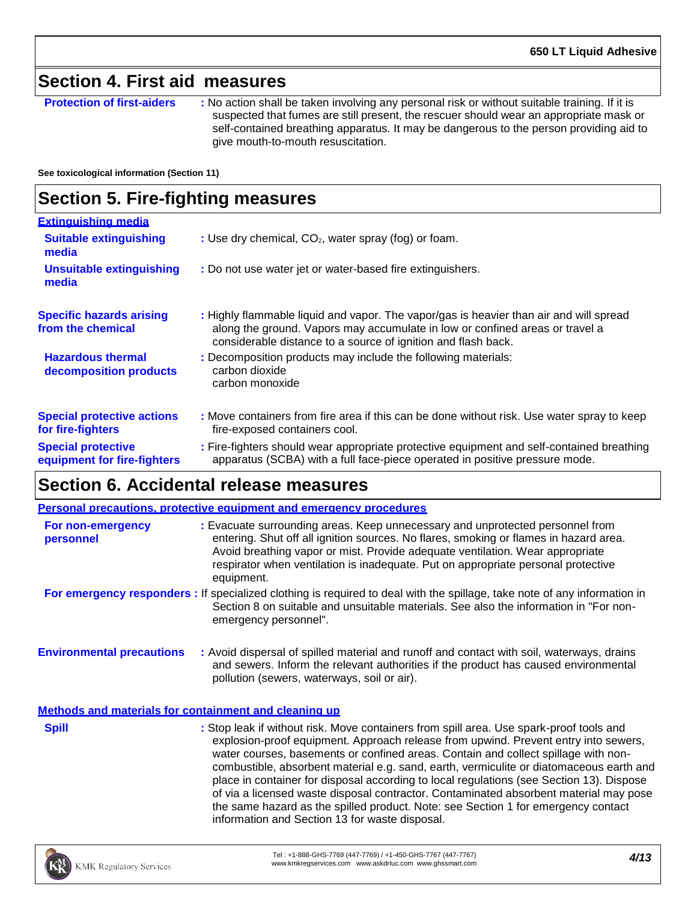## Section 4. First aid measures

**Protection of first-aiders** : No action shall be taken involving any personal risk or without suitable training. If it is suspected that fumes are still present, the rescuer should wear an appropriate mask or self-contained breathing apparatus. It may be dangerous to the person providing aid to give mouth-to-mouth resuscitation.

**See toxicological information (Section 11)**

## Section 5. Fire-fighting measures

**Extinguishing media**

**Suitable extinguishing media** : Use dry chemical, $CO_2$, water spray (fog) or foam.

**Unsuitable extinguishing media** : Do not use water jet or water-based fire extinguishers.

**Specific hazards arising from the chemical** : Highly flammable liquid and vapor. The vapor/gas is heavier than air and will spread along the ground. Vapors may accumulate in low or confined areas or travel a considerable distance to a source of ignition and flash back.

**Hazardous thermal decomposition products** : Decomposition products may include the following materials:
carbon dioxide
carbon monoxide

**Special protective actions for fire-fighters** : Move containers from fire area if this can be done without risk. Use water spray to keep fire-exposed containers cool.

**Special protective equipment for fire-fighters** : Fire-fighters should wear appropriate protective equipment and self-contained breathing apparatus (SCBA) with a full face-piece operated in positive pressure mode.

## Section 6. Accidental release measures

**Personal precautions, protective equipment and emergency procedures**

**For non-emergency personnel** : Evacuate surrounding areas. Keep unnecessary and unprotected personnel from entering. Shut off all ignition sources. No flares, smoking or flames in hazard area. Avoid breathing vapor or mist. Provide adequate ventilation. Wear appropriate respirator when ventilation is inadequate. Put on appropriate personal protective equipment.

**For emergency responders** : If specialized clothing is required to deal with the spillage, take note of any information in Section 8 on suitable and unsuitable materials. See also the information in "For non-emergency personnel".

**Environmental precautions** : Avoid dispersal of spilled material and runoff and contact with soil, waterways, drains and sewers. Inform the relevant authorities if the product has caused environmental pollution (sewers, waterways, soil or air).

**Methods and materials for containment and cleaning up**

**Spill** : Stop leak if without risk. Move containers from spill area. Use spark-proof tools and explosion-proof equipment. Approach release from upwind. Prevent entry into sewers, water courses, basements or confined areas. Contain and collect spillage with non-combustible, absorbent material e.g. sand, earth, vermiculite or diatomaceous earth and place in container for disposal according to local regulations (see Section 13). Dispose of via a licensed waste disposal contractor. Contaminated absorbent material may pose the same hazard as the spilled product. Note: see Section 1 for emergency contact information and Section 13 for waste disposal.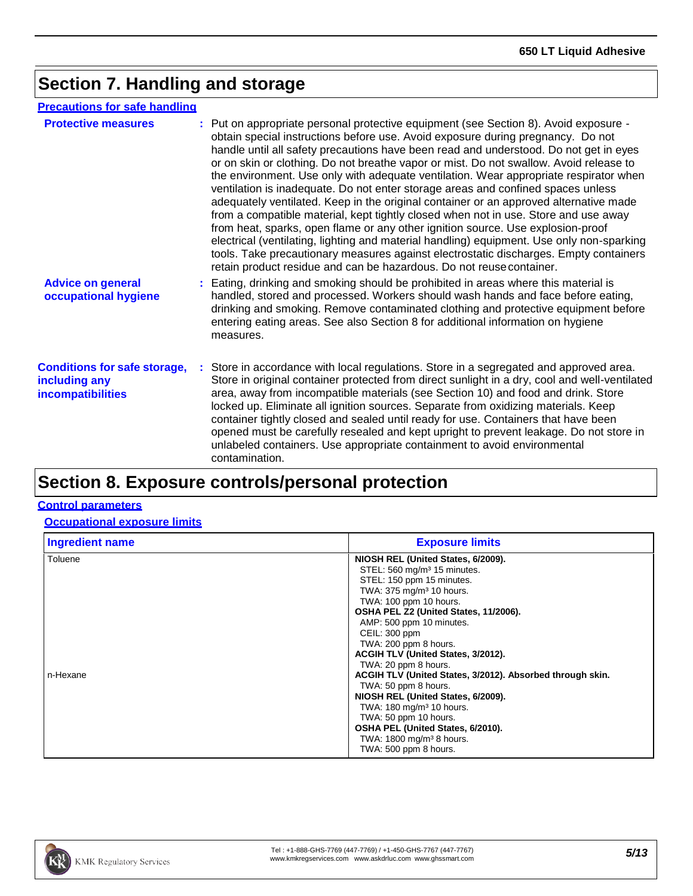# Section 7. Handling and storage

## Precautions for safe handling

**Protective measures** : Put on appropriate personal protective equipment (see Section 8). Avoid exposure - obtain special instructions before use. Avoid exposure during pregnancy. Do not handle until all safety precautions have been read and understood. Do not get in eyes or on skin or clothing. Do not breathe vapor or mist. Do not swallow. Avoid release to the environment. Use only with adequate ventilation. Wear appropriate respirator when ventilation is inadequate. Do not enter storage areas and confined spaces unless adequately ventilated. Keep in the original container or an approved alternative made from a compatible material, kept tightly closed when not in use. Store and use away from heat, sparks, open flame or any other ignition source. Use explosion-proof electrical (ventilating, lighting and material handling) equipment. Use only non-sparking tools. Take precautionary measures against electrostatic discharges. Empty containers retain product residue and can be hazardous. Do not reuse container.

**Advice on general occupational hygiene** : Eating, drinking and smoking should be prohibited in areas where this material is handled, stored and processed. Workers should wash hands and face before eating, drinking and smoking. Remove contaminated clothing and protective equipment before entering eating areas. See also Section 8 for additional information on hygiene measures.

**Conditions for safe storage, including any incompatibilities** : Store in accordance with local regulations. Store in a segregated and approved area. Store in original container protected from direct sunlight in a dry, cool and well-ventilated area, away from incompatible materials (see Section 10) and food and drink. Store locked up. Eliminate all ignition sources. Separate from oxidizing materials. Keep container tightly closed and sealed until ready for use. Containers that have been opened must be carefully resealed and kept upright to prevent leakage. Do not store in unlabeled containers. Use appropriate containment to avoid environmental contamination.

# Section 8. Exposure controls/personal protection

## Control parameters

### Occupational exposure limits

| Ingredient name | Exposure limits |
|---|---|
| Toluene | **NIOSH REL (United States, 6/2009).**<br>STEL: 560 mg/m³ 15 minutes.<br>STEL: 150 ppm 15 minutes.<br>TWA: 375 mg/m³ 10 hours.<br>TWA: 100 ppm 10 hours.<br>**OSHA PEL Z2 (United States, 11/2006).**<br>AMP: 500 ppm 10 minutes.<br>CEIL: 300 ppm<br>TWA: 200 ppm 8 hours.<br>**ACGIH TLV (United States, 3/2012).**<br>TWA: 20 ppm 8 hours. |
| n-Hexane | **ACGIH TLV (United States, 3/2012). Absorbed through skin.**<br>TWA: 50 ppm 8 hours.<br>**NIOSH REL (United States, 6/2009).**<br>TWA: 180 mg/m³ 10 hours.<br>TWA: 50 ppm 10 hours.<br>**OSHA PEL (United States, 6/2010).**<br>TWA: 1800 mg/m³ 8 hours.<br>TWA: 500 ppm 8 hours. |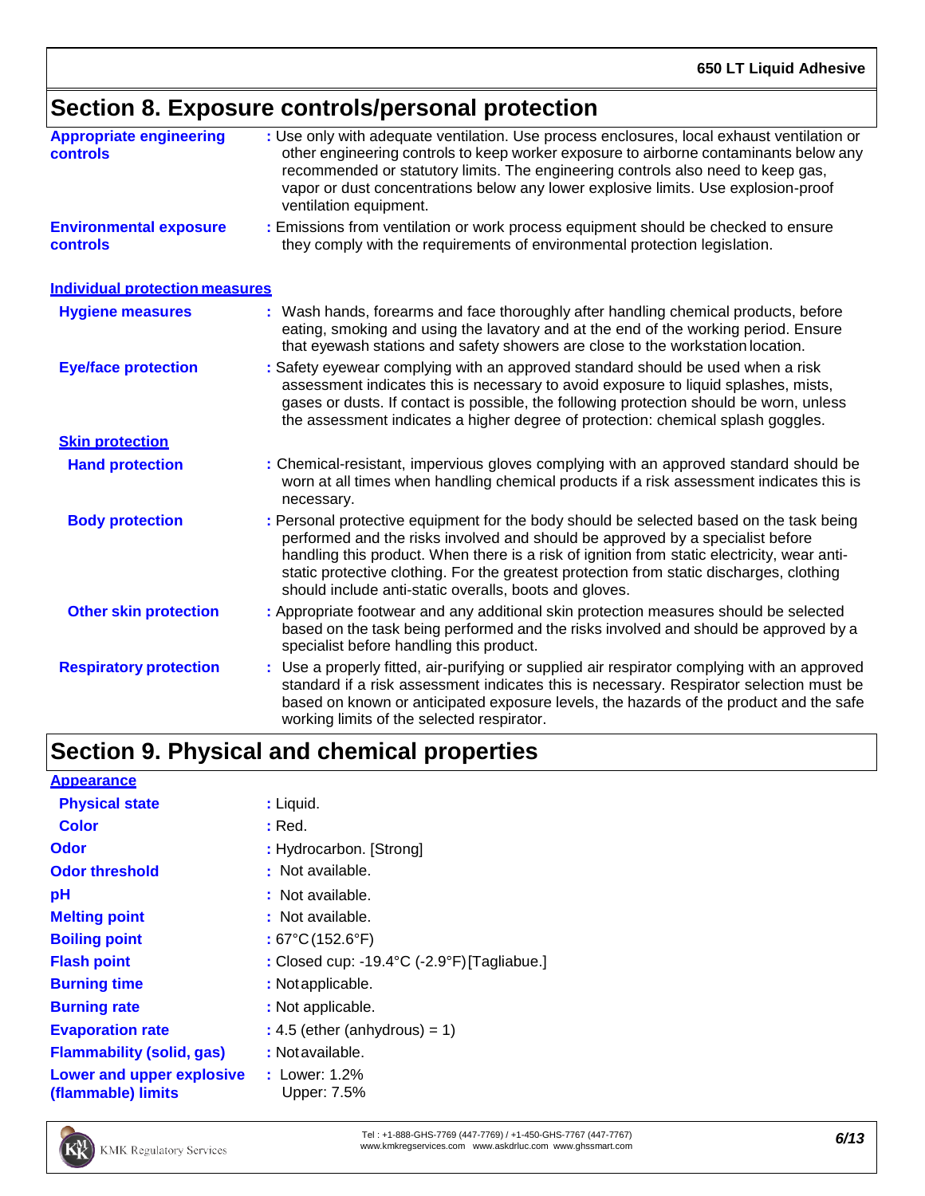## Section 8. Exposure controls/personal protection

**Appropriate engineering controls** : Use only with adequate ventilation. Use process enclosures, local exhaust ventilation or other engineering controls to keep worker exposure to airborne contaminants below any recommended or statutory limits. The engineering controls also need to keep gas, vapor or dust concentrations below any lower explosive limits. Use explosion-proof ventilation equipment.

**Environmental exposure controls** : Emissions from ventilation or work process equipment should be checked to ensure they comply with the requirements of environmental protection legislation.

### Individual protection measures

**Hygiene measures** : Wash hands, forearms and face thoroughly after handling chemical products, before eating, smoking and using the lavatory and at the end of the working period. Ensure that eyewash stations and safety showers are close to the workstation location.

**Eye/face protection** : Safety eyewear complying with an approved standard should be used when a risk assessment indicates this is necessary to avoid exposure to liquid splashes, mists, gases or dusts. If contact is possible, the following protection should be worn, unless the assessment indicates a higher degree of protection: chemical splash goggles.

#### Skin protection

**Hand protection** : Chemical-resistant, impervious gloves complying with an approved standard should be worn at all times when handling chemical products if a risk assessment indicates this is necessary.

**Body protection** : Personal protective equipment for the body should be selected based on the task being performed and the risks involved and should be approved by a specialist before handling this product. When there is a risk of ignition from static electricity, wear anti-static protective clothing. For the greatest protection from static discharges, clothing should include anti-static overalls, boots and gloves.

**Other skin protection** : Appropriate footwear and any additional skin protection measures should be selected based on the task being performed and the risks involved and should be approved by a specialist before handling this product.

**Respiratory protection** : Use a properly fitted, air-purifying or supplied air respirator complying with an approved standard if a risk assessment indicates this is necessary. Respirator selection must be based on known or anticipated exposure levels, the hazards of the product and the safe working limits of the selected respirator.

## Section 9. Physical and chemical properties

### Appearance

**Physical state** : Liquid.

**Color** : Red.

**Odor** : Hydrocarbon. [Strong]

**Odor threshold** : Not available.

**pH** : Not available.

**Melting point** : Not available.

**Boiling point** : 67°C (152.6°F)

**Flash point** : Closed cup: -19.4°C (-2.9°F) [Tagliabue.]

**Burning time** : Not applicable.

**Burning rate** : Not applicable.

**Evaporation rate** : 4.5 (ether (anhydrous) = 1)

**Flammability (solid, gas)** : Not available.

**Lower and upper explosive (flammable) limits** : Lower: 1.2%
Upper: 7.5%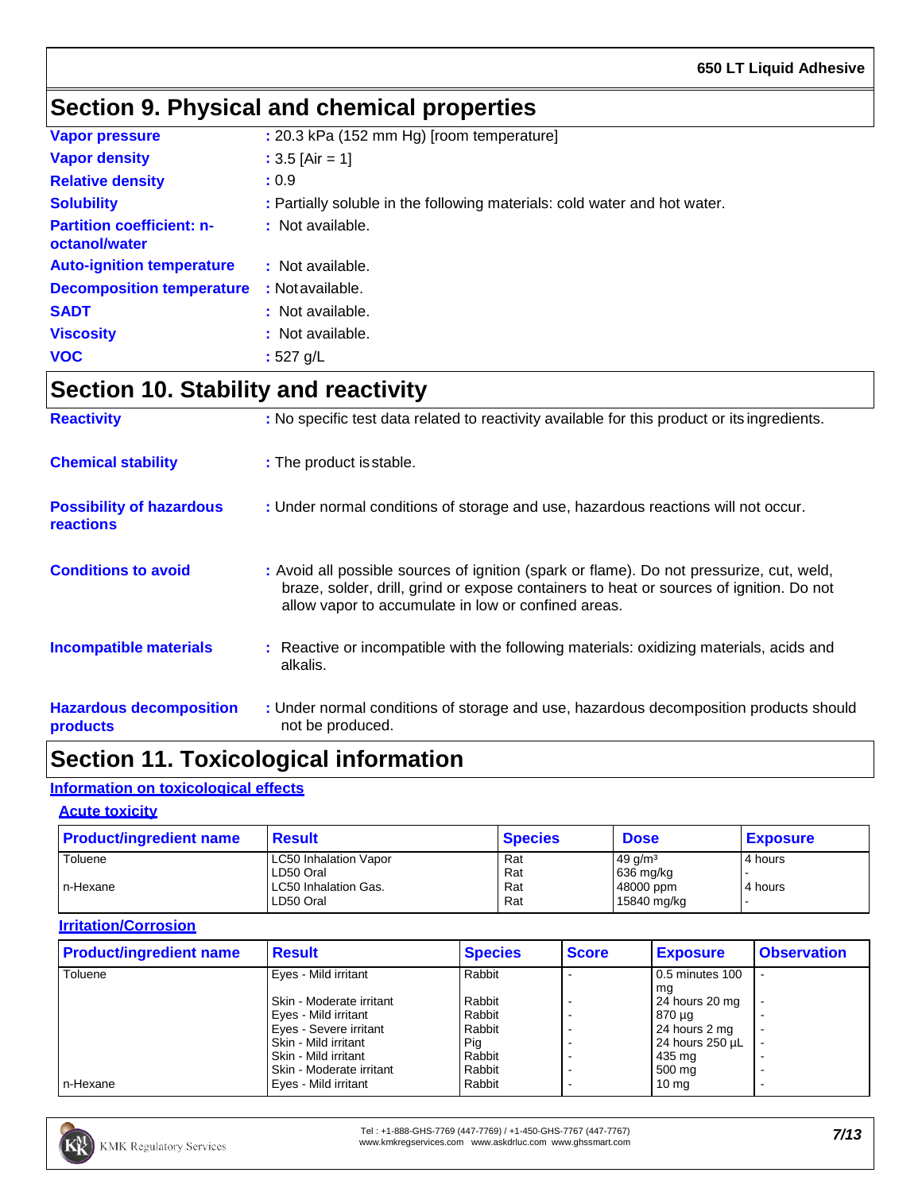## Section 9. Physical and chemical properties

| | |
|---|---|
| **Vapor pressure** | : 20.3 kPa (152 mm Hg) [room temperature] |
| **Vapor density** | : 3.5 [Air = 1] |
| **Relative density** | : 0.9 |
| **Solubility** | : Partially soluble in the following materials: cold water and hot water. |
| **Partition coefficient: n-octanol/water** | : Not available. |
| **Auto-ignition temperature** | : Not available. |
| **Decomposition temperature** | : Not available. |
| **SADT** | : Not available. |
| **Viscosity** | : Not available. |
| **VOC** | : 527 g/L |

## Section 10. Stability and reactivity

| | |
|---|---|
| **Reactivity** | : No specific test data related to reactivity available for this product or its ingredients. |
| **Chemical stability** | : The product is stable. |
| **Possibility of hazardous reactions** | : Under normal conditions of storage and use, hazardous reactions will not occur. |
| **Conditions to avoid** | : Avoid all possible sources of ignition (spark or flame). Do not pressurize, cut, weld, braze, solder, drill, grind or expose containers to heat or sources of ignition. Do not allow vapor to accumulate in low or confined areas. |
| **Incompatible materials** | : Reactive or incompatible with the following materials: oxidizing materials, acids and alkalis. |
| **Hazardous decomposition products** | : Under normal conditions of storage and use, hazardous decomposition products should not be produced. |

## Section 11. Toxicological information

### Information on toxicological effects

#### Acute toxicity

| Product/ingredient name | Result | Species | Dose | Exposure |
|---|---|---|---|---|
| Toluene | LC50 Inhalation Vapor | Rat | 49 g/m³ | 4 hours |
| | LD50 Oral | Rat | 636 mg/kg | - |
| n-Hexane | LC50 Inhalation Gas. | Rat | 48000 ppm | 4 hours |
| | LD50 Oral | Rat | 15840 mg/kg | - |

#### Irritation/Corrosion

| Product/ingredient name | Result | Species | Score | Exposure | Observation |
|---|---|---|---|---|---|
| Toluene | Eyes - Mild irritant | Rabbit | - | 0.5 minutes 100 mg | - |
| | Skin - Moderate irritant | Rabbit | - | 24 hours 20 mg | - |
| | Eyes - Mild irritant | Rabbit | - | 870 µg | - |
| | Eyes - Severe irritant | Rabbit | - | 24 hours 2 mg | - |
| | Skin - Mild irritant | Pig | - | 24 hours 250 µL | - |
| | Skin - Mild irritant | Rabbit | - | 435 mg | - |
| | Skin - Moderate irritant | Rabbit | - | 500 mg | - |
| n-Hexane | Eyes - Mild irritant | Rabbit | - | 10 mg | - |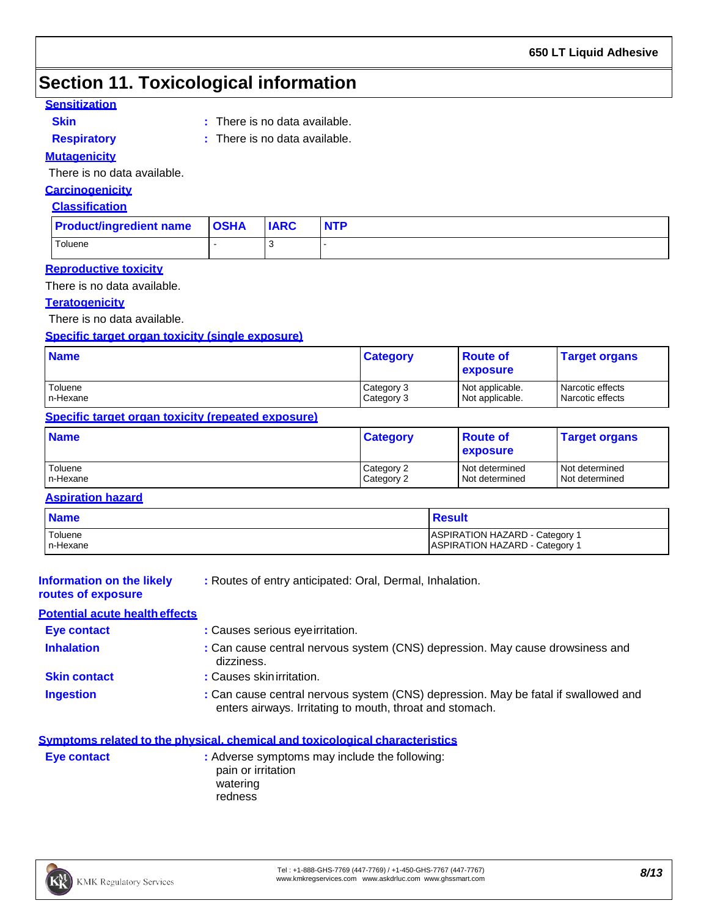# Section 11. Toxicological information

### Sensitization

**Skin** : There is no data available.

**Respiratory** : There is no data available.

### Mutagenicity

There is no data available.

### Carcinogenicity

#### Classification

| Product/ingredient name | OSHA | IARC | NTP |
|---|---|---|---|
| Toluene | - | 3 | - |

### Reproductive toxicity

There is no data available.

### Teratogenicity

There is no data available.

### Specific target organ toxicity (single exposure)

| Name | Category | Route of exposure | Target organs |
|---|---|---|---|
| Toluene | Category 3 | Not applicable. | Narcotic effects |
| n-Hexane | Category 3 | Not applicable. | Narcotic effects |

### Specific target organ toxicity (repeated exposure)

| Name | Category | Route of exposure | Target organs |
|---|---|---|---|
| Toluene | Category 2 | Not determined | Not determined |
| n-Hexane | Category 2 | Not determined | Not determined |

### Aspiration hazard

| Name | Result |
|---|---|
| Toluene | ASPIRATION HAZARD - Category 1 |
| n-Hexane | ASPIRATION HAZARD - Category 1 |

**Information on the likely routes of exposure** : Routes of entry anticipated: Oral, Dermal, Inhalation.

### Potential acute health effects

**Eye contact** : Causes serious eye irritation.

**Inhalation** : Can cause central nervous system (CNS) depression. May cause drowsiness and dizziness.

**Skin contact** : Causes skin irritation.

**Ingestion** : Can cause central nervous system (CNS) depression. May be fatal if swallowed and enters airways. Irritating to mouth, throat and stomach.

### Symptoms related to the physical, chemical and toxicological characteristics

**Eye contact** : Adverse symptoms may include the following:
pain or irritation
watering
redness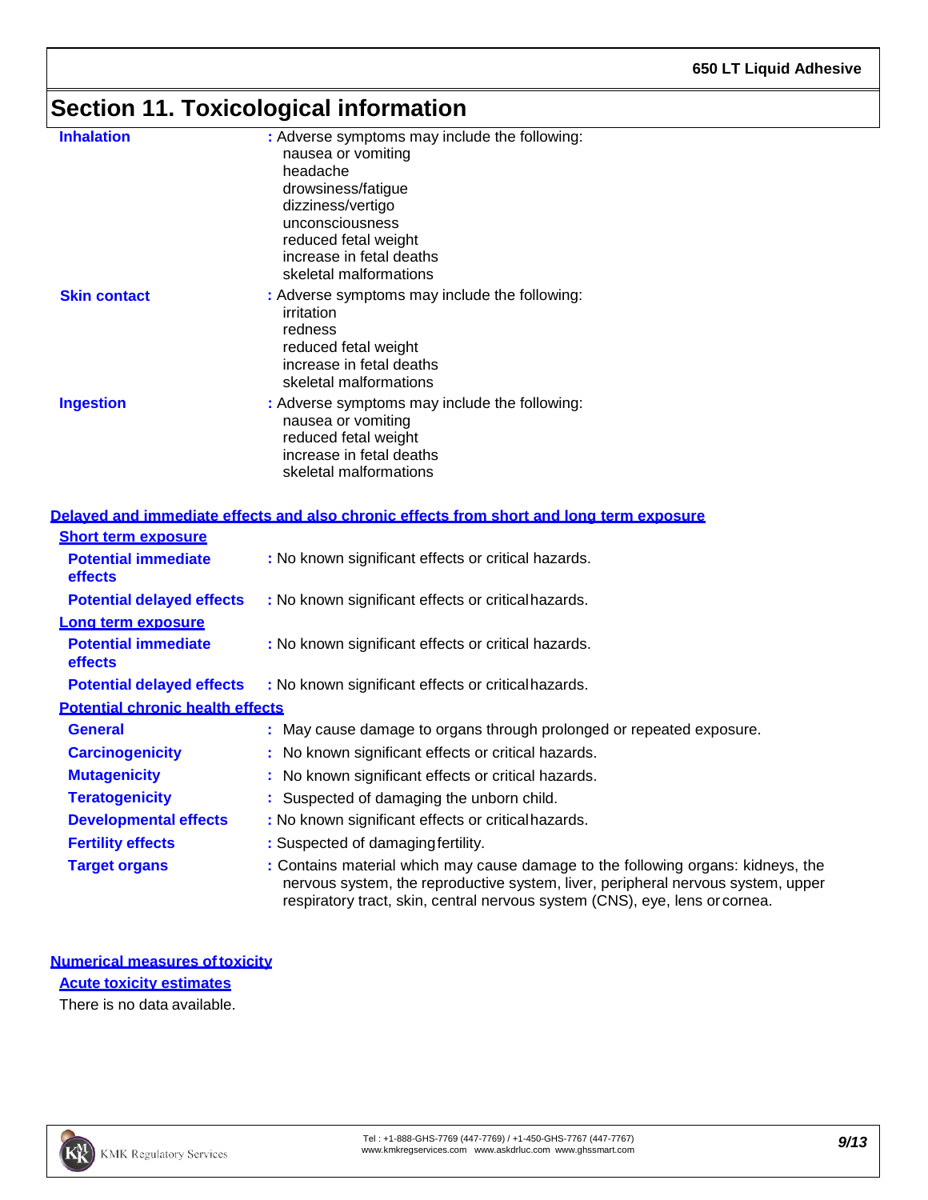## Section 11. Toxicological information

**Inhalation** : Adverse symptoms may include the following:
- nausea or vomiting
- headache
- drowsiness/fatigue
- dizziness/vertigo
- unconsciousness
- reduced fetal weight
- increase in fetal deaths
- skeletal malformations

**Skin contact** : Adverse symptoms may include the following:
- irritation
- redness
- reduced fetal weight
- increase in fetal deaths
- skeletal malformations

**Ingestion** : Adverse symptoms may include the following:
- nausea or vomiting
- reduced fetal weight
- increase in fetal deaths
- skeletal malformations

### Delayed and immediate effects and also chronic effects from short and long term exposure

**Short term exposure**

**Potential immediate effects** : No known significant effects or critical hazards.

**Potential delayed effects** : No known significant effects or critical hazards.

**Long term exposure**

**Potential immediate effects** : No known significant effects or critical hazards.

**Potential delayed effects** : No known significant effects or critical hazards.

**Potential chronic health effects**

**General** : May cause damage to organs through prolonged or repeated exposure.

**Carcinogenicity** : No known significant effects or critical hazards.

**Mutagenicity** : No known significant effects or critical hazards.

**Teratogenicity** : Suspected of damaging the unborn child.

**Developmental effects** : No known significant effects or critical hazards.

**Fertility effects** : Suspected of damaging fertility.

**Target organs** : Contains material which may cause damage to the following organs: kidneys, the nervous system, the reproductive system, liver, peripheral nervous system, upper respiratory tract, skin, central nervous system (CNS), eye, lens or cornea.

### Numerical measures of toxicity

**Acute toxicity estimates**

There is no data available.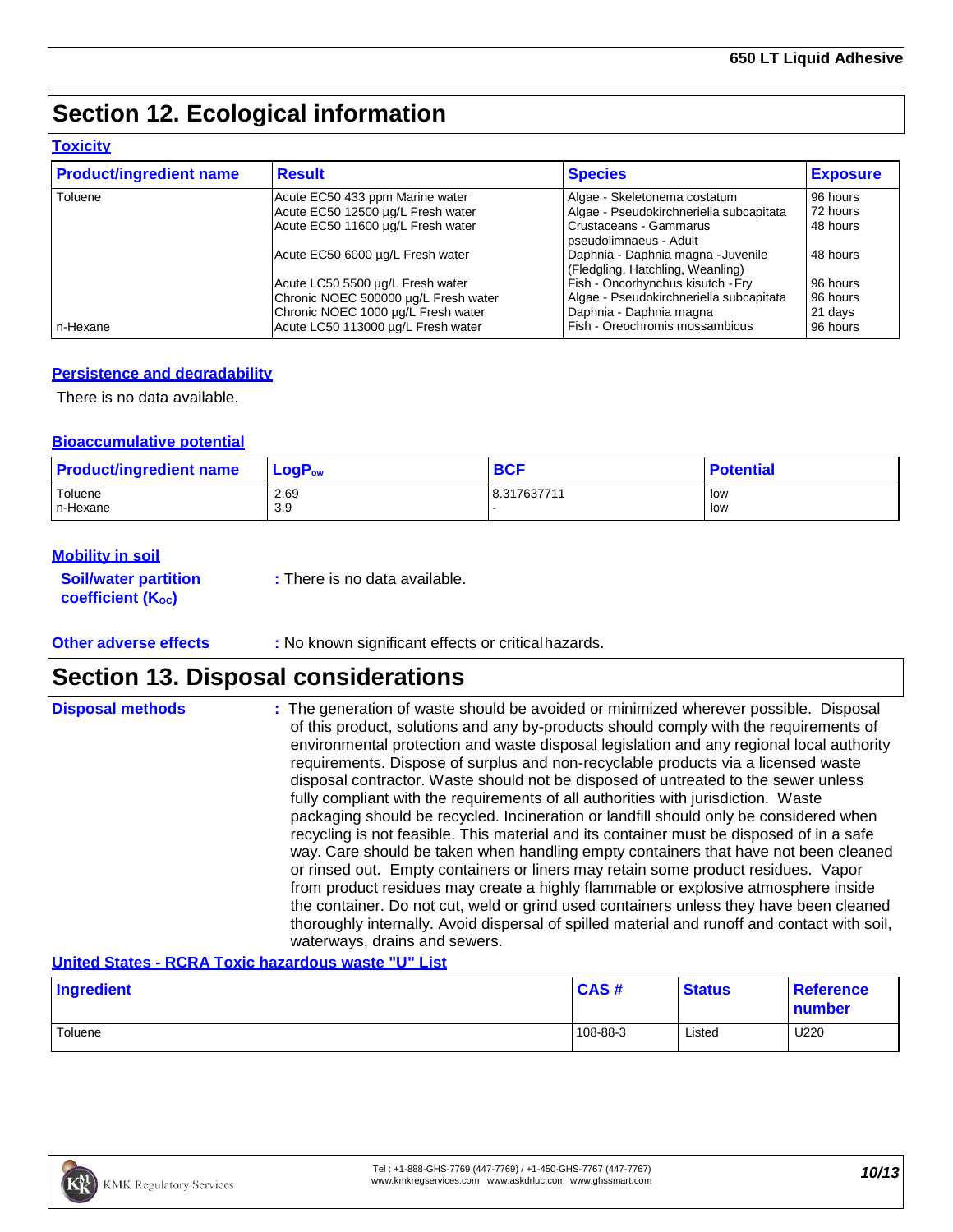## Section 12. Ecological information

### Toxicity

| Product/ingredient name | Result | Species | Exposure |
|---|---|---|---|
| Toluene | Acute EC50 433 ppm Marine water | Algae - Skeletonema costatum | 96 hours |
| | Acute EC50 12500 µg/L Fresh water | Algae - Pseudokirchneriella subcapitata | 72 hours |
| | Acute EC50 11600 µg/L Fresh water | Crustaceans - Gammarus pseudolimnaeus - Adult | 48 hours |
| | Acute EC50 6000 µg/L Fresh water | Daphnia - Daphnia magna - Juvenile (Fledgling, Hatchling, Weanling) | 48 hours |
| | Acute LC50 5500 µg/L Fresh water | Fish - Oncorhynchus kisutch - Fry | 96 hours |
| | Chronic NOEC 500000 µg/L Fresh water | Algae - Pseudokirchneriella subcapitata | 96 hours |
| | Chronic NOEC 1000 µg/L Fresh water | Daphnia - Daphnia magna | 21 days |
| n-Hexane | Acute LC50 113000 µg/L Fresh water | Fish - Oreochromis mossambicus | 96 hours |

### Persistence and degradability

There is no data available.

### Bioaccumulative potential

| Product/ingredient name | $LogP_{ow}$ | BCF | Potential |
|---|---|---|---|
| Toluene | 2.69 | 8.317637711 | low |
| n-Hexane | 3.9 | - | low |

### Mobility in soil

**Soil/water partition coefficient ($K_{OC}$)** : There is no data available.

**Other adverse effects** : No known significant effects or critical hazards.

## Section 13. Disposal considerations

**Disposal methods** : The generation of waste should be avoided or minimized wherever possible. Disposal of this product, solutions and any by-products should comply with the requirements of environmental protection and waste disposal legislation and any regional local authority requirements. Dispose of surplus and non-recyclable products via a licensed waste disposal contractor. Waste should not be disposed of untreated to the sewer unless fully compliant with the requirements of all authorities with jurisdiction. Waste packaging should be recycled. Incineration or landfill should only be considered when recycling is not feasible. This material and its container must be disposed of in a safe way. Care should be taken when handling empty containers that have not been cleaned or rinsed out. Empty containers or liners may retain some product residues. Vapor from product residues may create a highly flammable or explosive atmosphere inside the container. Do not cut, weld or grind used containers unless they have been cleaned thoroughly internally. Avoid dispersal of spilled material and runoff and contact with soil, waterways, drains and sewers.

### United States - RCRA Toxic hazardous waste "U" List

| Ingredient | CAS # | Status | Reference number |
|---|---|---|---|
| Toluene | 108-88-3 | Listed | U220 |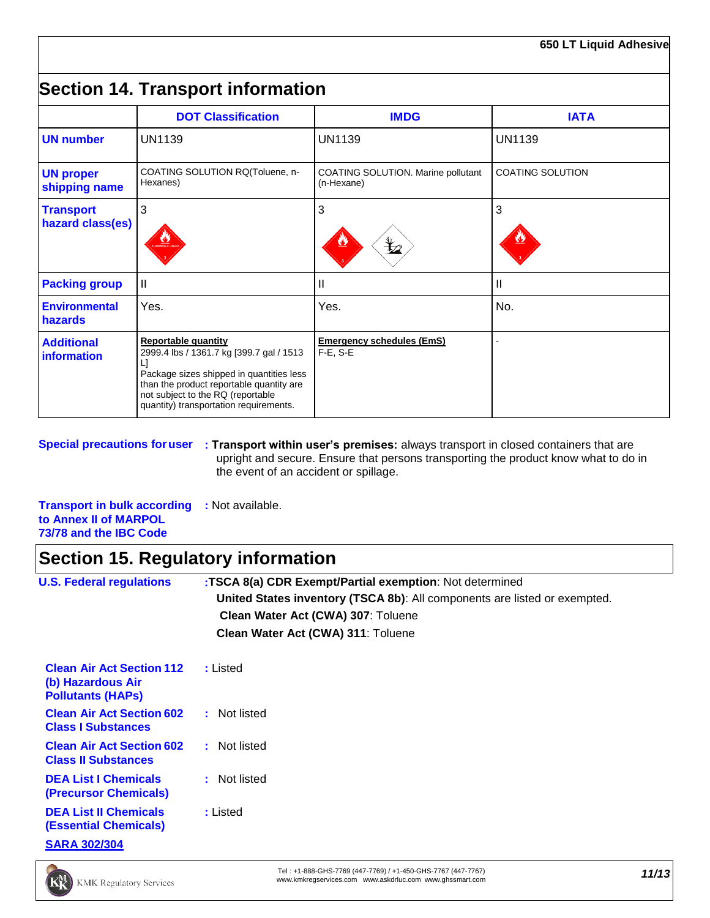## Section 14. Transport information

| | DOT Classification | IMDG | IATA |
|---|---|---|---|
| **UN number** | UN1139 | UN1139 | UN1139 |
| **UN proper shipping name** | COATING SOLUTION RQ(Toluene, n-Hexanes) | COATING SOLUTION. Marine pollutant (n-Hexane) | COATING SOLUTION |
| **Transport hazard class(es)** | 3 | 3 | 3 |
| **Packing group** | II | II | II |
| **Environmental hazards** | Yes. | Yes. | No. |
| **Additional information** | **Reportable quantity** 2999.4 lbs / 1361.7 kg [399.7 gal / 1513 L] Package sizes shipped in quantities less than the product reportable quantity are not subject to the RQ (reportable quantity) transportation requirements. | **Emergency schedules (EmS)** F-E, S-E | - |

**Special precautions for user** : **Transport within user's premises:** always transport in closed containers that are upright and secure. Ensure that persons transporting the product know what to do in the event of an accident or spillage.

**Transport in bulk according to Annex II of MARPOL 73/78 and the IBC Code** : Not available.

## Section 15. Regulatory information

**U.S. Federal regulations** : **TSCA 8(a) CDR Exempt/Partial exemption**: Not determined

**United States inventory (TSCA 8b)**: All components are listed or exempted.

**Clean Water Act (CWA) 307**: Toluene

**Clean Water Act (CWA) 311**: Toluene

**Clean Air Act Section 112 (b) Hazardous Air Pollutants (HAPs)** : Listed

**Clean Air Act Section 602 Class I Substances** : Not listed

**Clean Air Act Section 602 Class II Substances** : Not listed

**DEA List I Chemicals (Precursor Chemicals)** : Not listed

**DEA List II Chemicals (Essential Chemicals)** : Listed

**SARA 302/304**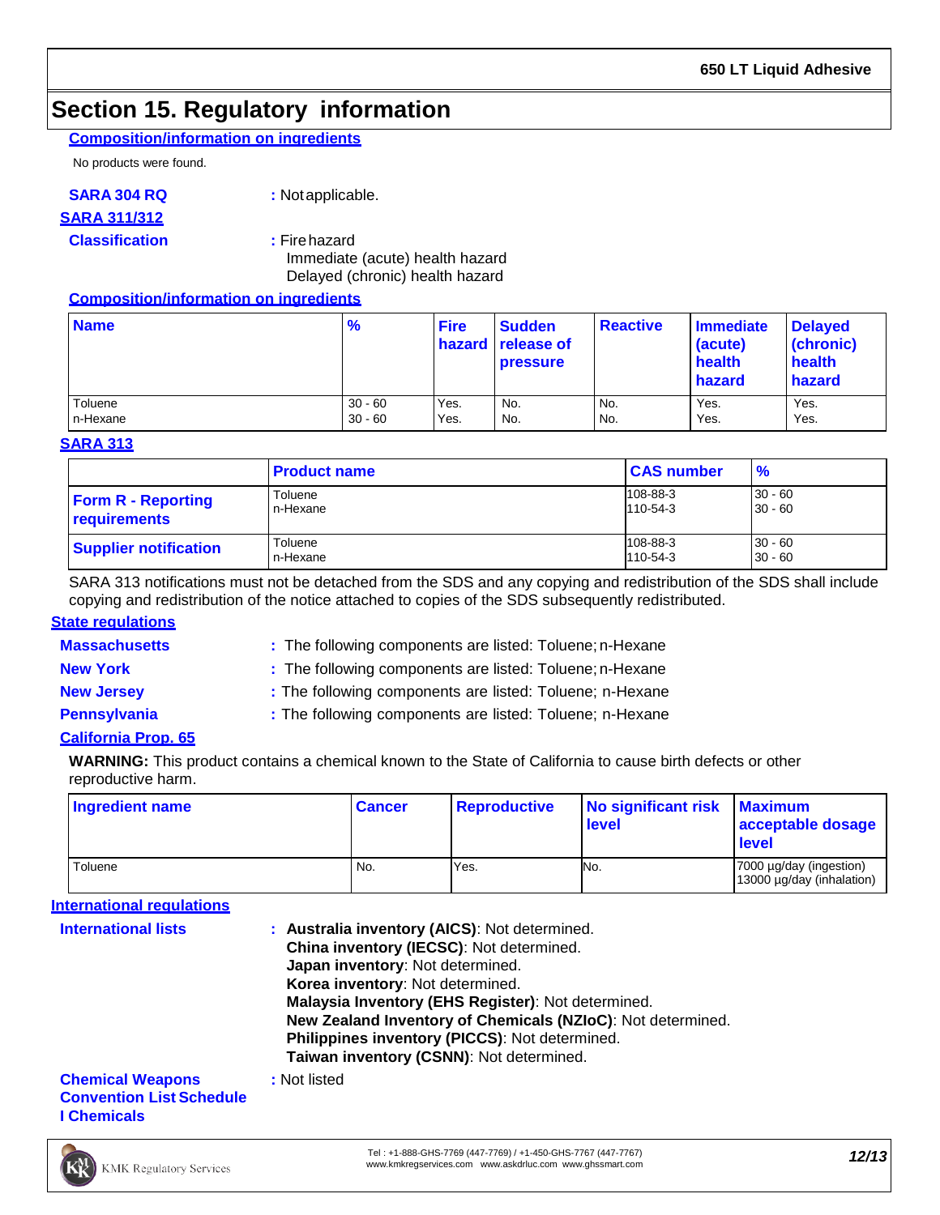## Section 15. Regulatory information

**Composition/information on ingredients**

No products were found.

**SARA 304 RQ** : Not applicable.

**SARA 311/312**

**Classification** : Fire hazard
Immediate (acute) health hazard
Delayed (chronic) health hazard

**Composition/information on ingredients**

| Name | % | Fire hazard | Sudden release of pressure | Reactive | Immediate (acute) health hazard | Delayed (chronic) health hazard |
|---|---|---|---|---|---|---|
| Toluene | 30 - 60 | Yes. | No. | No. | Yes. | Yes. |
| n-Hexane | 30 - 60 | Yes. | No. | No. | Yes. | Yes. |

**SARA 313**

| | Product name | CAS number | % |
|---|---|---|---|
| Form R - Reporting requirements | Toluene<br>n-Hexane | 108-88-3<br>110-54-3 | 30 - 60<br>30 - 60 |
| Supplier notification | Toluene<br>n-Hexane | 108-88-3<br>110-54-3 | 30 - 60<br>30 - 60 |

SARA 313 notifications must not be detached from the SDS and any copying and redistribution of the SDS shall include copying and redistribution of the notice attached to copies of the SDS subsequently redistributed.

**State regulations**

**Massachusetts** : The following components are listed: Toluene; n-Hexane

**New York** : The following components are listed: Toluene; n-Hexane

**New Jersey** : The following components are listed: Toluene; n-Hexane

**Pennsylvania** : The following components are listed: Toluene; n-Hexane

**California Prop. 65**

**WARNING:** This product contains a chemical known to the State of California to cause birth defects or other reproductive harm.

| Ingredient name | Cancer | Reproductive | No significant risk level | Maximum acceptable dosage level |
|---|---|---|---|---|
| Toluene | No. | Yes. | No. | 7000 µg/day (ingestion)<br>13000 µg/day (inhalation) |

**International regulations**

**International lists** : **Australia inventory (AICS)**: Not determined.
**China inventory (IECSC)**: Not determined.
**Japan inventory**: Not determined.
**Korea inventory**: Not determined.
**Malaysia Inventory (EHS Register)**: Not determined.
**New Zealand Inventory of Chemicals (NZIoC)**: Not determined.
**Philippines inventory (PICCS)**: Not determined.
**Taiwan inventory (CSNN)**: Not determined.

**Chemical Weapons Convention List Schedule I Chemicals** : Not listed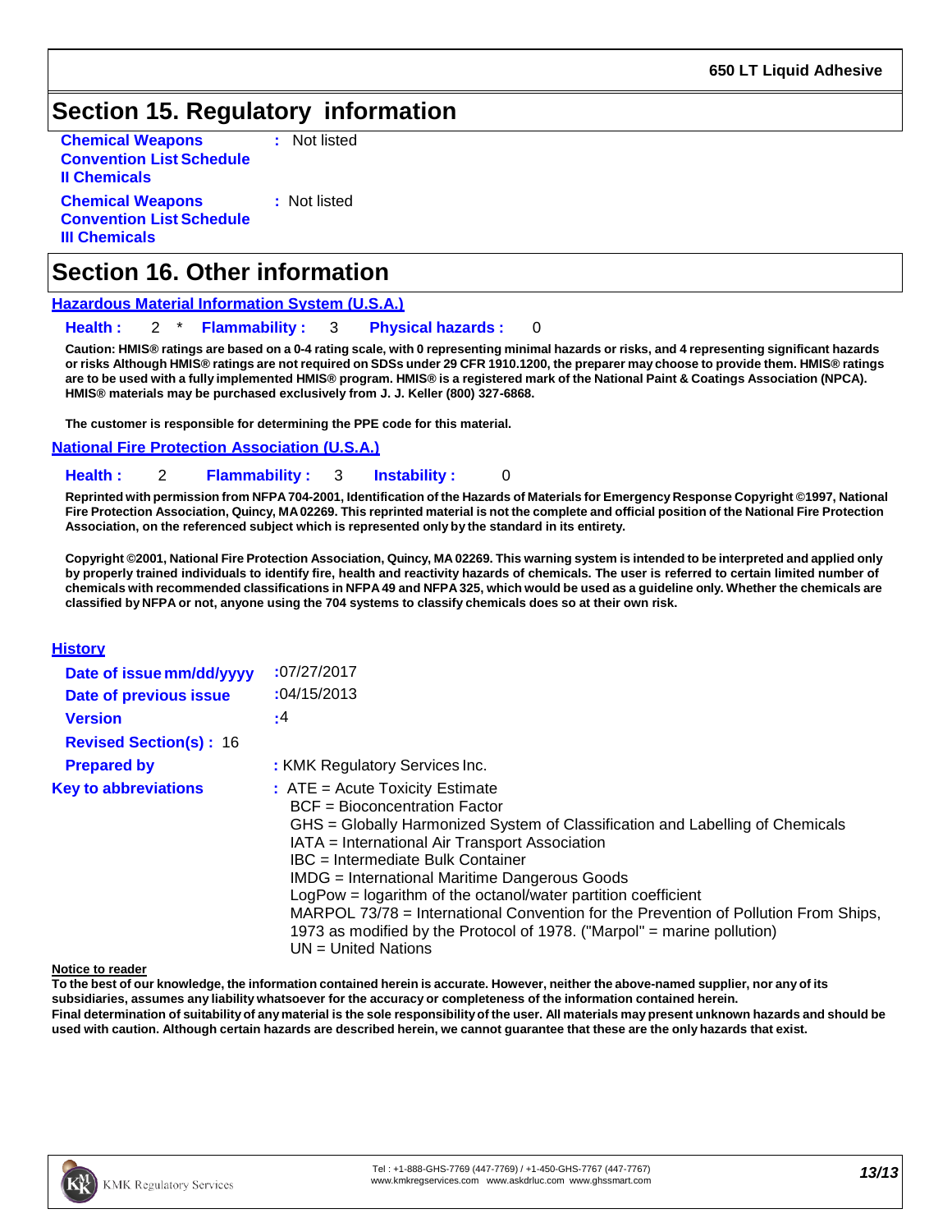## Section 15. Regulatory information

**Chemical Weapons Convention List Schedule II Chemicals** : Not listed

**Chemical Weapons Convention List Schedule III Chemicals** : Not listed

## Section 16. Other information

**Hazardous Material Information System (U.S.A.)**

**Health :** 2 * **Flammability :** 3 **Physical hazards :** 0

**Caution: HMIS® ratings are based on a 0-4 rating scale, with 0 representing minimal hazards or risks, and 4 representing significant hazards or risks Although HMIS® ratings are not required on SDSs under 29 CFR 1910.1200, the preparer may choose to provide them. HMIS® ratings are to be used with a fully implemented HMIS® program. HMIS® is a registered mark of the National Paint & Coatings Association (NPCA). HMIS® materials may be purchased exclusively from J. J. Keller (800) 327-6868.**

**The customer is responsible for determining the PPE code for this material.**

**National Fire Protection Association (U.S.A.)**

**Health :** 2 **Flammability :** 3 **Instability :** 0

**Reprinted with permission from NFPA 704-2001, Identification of the Hazards of Materials for Emergency Response Copyright ©1997, National Fire Protection Association, Quincy, MA 02269. This reprinted material is not the complete and official position of the National Fire Protection Association, on the referenced subject which is represented only by the standard in its entirety.**

**Copyright ©2001, National Fire Protection Association, Quincy, MA 02269. This warning system is intended to be interpreted and applied only by properly trained individuals to identify fire, health and reactivity hazards of chemicals. The user is referred to certain limited number of chemicals with recommended classifications in NFPA 49 and NFPA 325, which would be used as a guideline only. Whether the chemicals are classified by NFPA or not, anyone using the 704 systems to classify chemicals does so at their own risk.**

**History**

**Date of issue mm/dd/yyyy** :07/27/2017

**Date of previous issue** :04/15/2013

**Version** :4

**Revised Section(s) :** 16

**Prepared by** : KMK Regulatory Services Inc.

**Key to abbreviations** :
ATE = Acute Toxicity Estimate
BCF = Bioconcentration Factor
GHS = Globally Harmonized System of Classification and Labelling of Chemicals
IATA = International Air Transport Association
IBC = Intermediate Bulk Container
IMDG = International Maritime Dangerous Goods
LogPow = logarithm of the octanol/water partition coefficient
MARPOL 73/78 = International Convention for the Prevention of Pollution From Ships, 1973 as modified by the Protocol of 1978. ("Marpol" = marine pollution)
UN = United Nations

**Notice to reader**

**To the best of our knowledge, the information contained herein is accurate. However, neither the above-named supplier, nor any of its subsidiaries, assumes any liability whatsoever for the accuracy or completeness of the information contained herein.**
**Final determination of suitability of any material is the sole responsibility of the user. All materials may present unknown hazards and should be used with caution. Although certain hazards are described herein, we cannot guarantee that these are the only hazards that exist.**